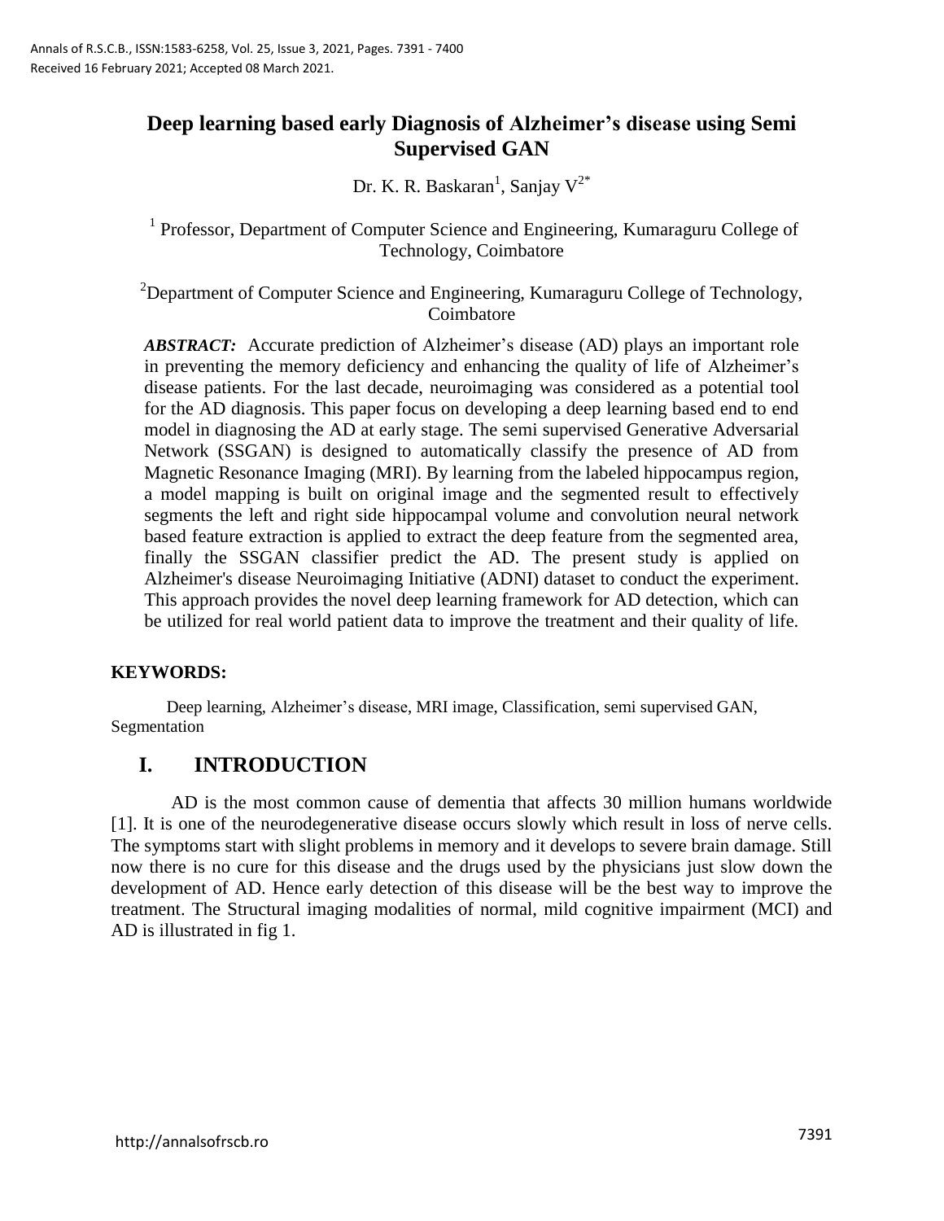# Deep learning based early Diagnosis of Alzheimer's disease using Semi Supervised GAN

Dr. K. R. Baskaran[1], Sanjay V[2*]

[1] Professor, Department of Computer Science and Engineering, Kumaraguru College of Technology, Coimbatore

[2]Department of Computer Science and Engineering, Kumaraguru College of Technology, Coimbatore

***ABSTRACT:*** Accurate prediction of Alzheimer's disease (AD) plays an important role in preventing the memory deficiency and enhancing the quality of life of Alzheimer's disease patients. For the last decade, neuroimaging was considered as a potential tool for the AD diagnosis. This paper focus on developing a deep learning based end to end model in diagnosing the AD at early stage. The semi supervised Generative Adversarial Network (SSGAN) is designed to automatically classify the presence of AD from Magnetic Resonance Imaging (MRI). By learning from the labeled hippocampus region, a model mapping is built on original image and the segmented result to effectively segments the left and right side hippocampal volume and convolution neural network based feature extraction is applied to extract the deep feature from the segmented area, finally the SSGAN classifier predict the AD. The present study is applied on Alzheimer's disease Neuroimaging Initiative (ADNI) dataset to conduct the experiment. This approach provides the novel deep learning framework for AD detection, which can be utilized for real world patient data to improve the treatment and their quality of life.

**KEYWORDS:**

Deep learning, Alzheimer's disease, MRI image, Classification, semi supervised GAN, Segmentation

## I. INTRODUCTION

AD is the most common cause of dementia that affects 30 million humans worldwide [1]. It is one of the neurodegenerative disease occurs slowly which result in loss of nerve cells. The symptoms start with slight problems in memory and it develops to severe brain damage. Still now there is no cure for this disease and the drugs used by the physicians just slow down the development of AD. Hence early detection of this disease will be the best way to improve the treatment. The Structural imaging modalities of normal, mild cognitive impairment (MCI) and AD is illustrated in fig 1.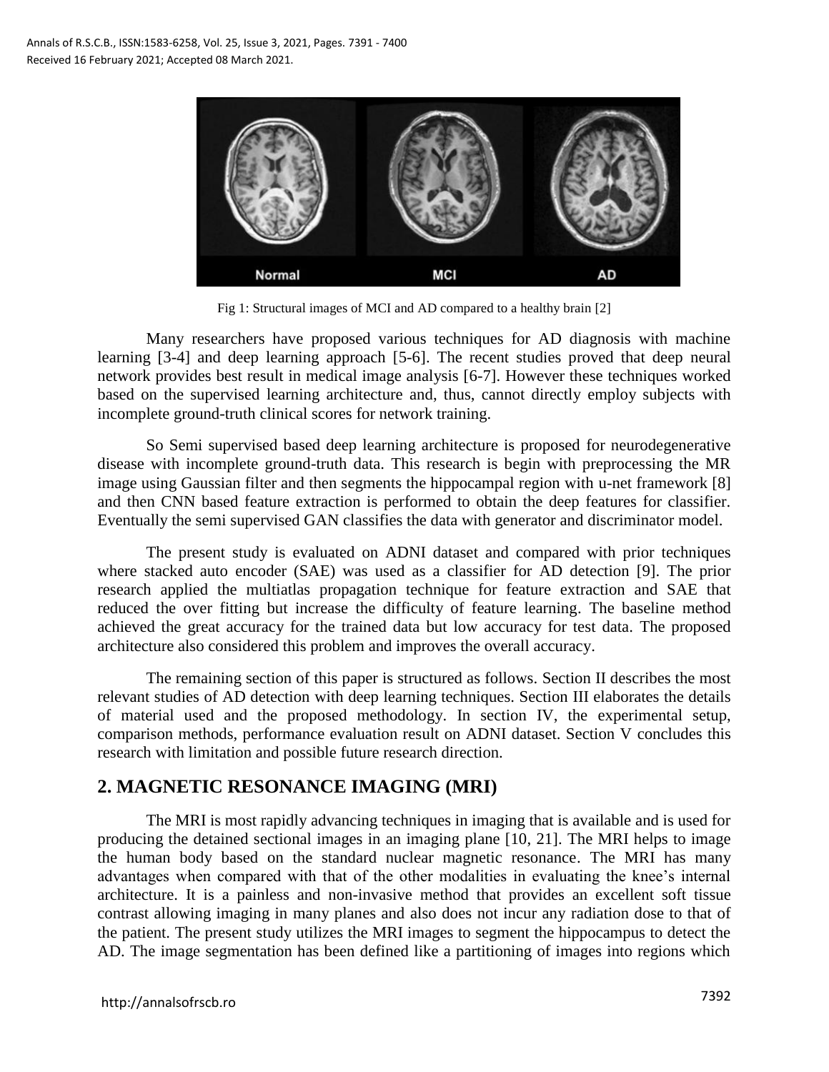Fig 1: Structural images of MCI and AD compared to a healthy brain [2]

Many researchers have proposed various techniques for AD diagnosis with machine learning [3-4] and deep learning approach [5-6]. The recent studies proved that deep neural network provides best result in medical image analysis [6-7]. However these techniques worked based on the supervised learning architecture and, thus, cannot directly employ subjects with incomplete ground-truth clinical scores for network training.

So Semi supervised based deep learning architecture is proposed for neurodegenerative disease with incomplete ground-truth data. This research is begin with preprocessing the MR image using Gaussian filter and then segments the hippocampal region with u-net framework [8] and then CNN based feature extraction is performed to obtain the deep features for classifier. Eventually the semi supervised GAN classifies the data with generator and discriminator model.

The present study is evaluated on ADNI dataset and compared with prior techniques where stacked auto encoder (SAE) was used as a classifier for AD detection [9]. The prior research applied the multiatlas propagation technique for feature extraction and SAE that reduced the over fitting but increase the difficulty of feature learning. The baseline method achieved the great accuracy for the trained data but low accuracy for test data. The proposed architecture also considered this problem and improves the overall accuracy.

The remaining section of this paper is structured as follows. Section II describes the most relevant studies of AD detection with deep learning techniques. Section III elaborates the details of material used and the proposed methodology. In section IV, the experimental setup, comparison methods, performance evaluation result on ADNI dataset. Section V concludes this research with limitation and possible future research direction.

## 2. MAGNETIC RESONANCE IMAGING (MRI)

The MRI is most rapidly advancing techniques in imaging that is available and is used for producing the detained sectional images in an imaging plane [10, 21]. The MRI helps to image the human body based on the standard nuclear magnetic resonance. The MRI has many advantages when compared with that of the other modalities in evaluating the knee's internal architecture. It is a painless and non-invasive method that provides an excellent soft tissue contrast allowing imaging in many planes and also does not incur any radiation dose to that of the patient. The present study utilizes the MRI images to segment the hippocampus to detect the AD. The image segmentation has been defined like a partitioning of images into regions which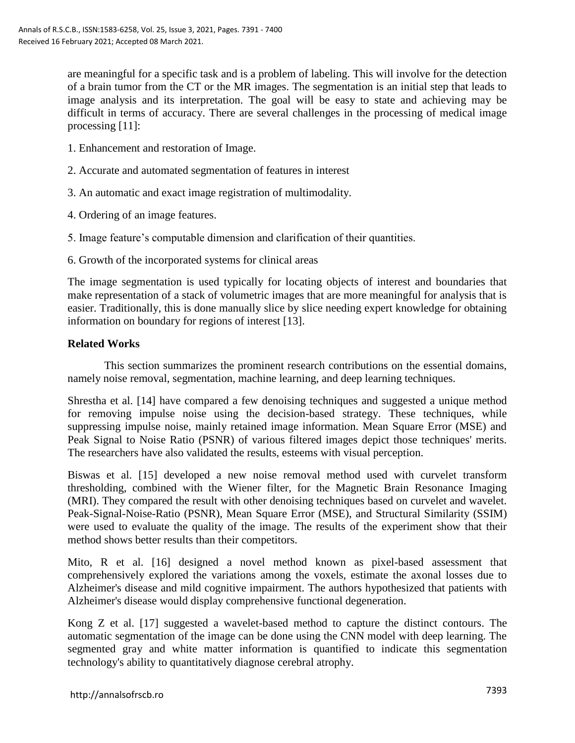are meaningful for a specific task and is a problem of labeling. This will involve for the detection of a brain tumor from the CT or the MR images. The segmentation is an initial step that leads to image analysis and its interpretation. The goal will be easy to state and achieving may be difficult in terms of accuracy. There are several challenges in the processing of medical image processing [11]:

1. Enhancement and restoration of Image.

2. Accurate and automated segmentation of features in interest

3. An automatic and exact image registration of multimodality.

4. Ordering of an image features.

5. Image feature's computable dimension and clarification of their quantities.

6. Growth of the incorporated systems for clinical areas

The image segmentation is used typically for locating objects of interest and boundaries that make representation of a stack of volumetric images that are more meaningful for analysis that is easier. Traditionally, this is done manually slice by slice needing expert knowledge for obtaining information on boundary for regions of interest [13].

## Related Works

This section summarizes the prominent research contributions on the essential domains, namely noise removal, segmentation, machine learning, and deep learning techniques.

Shrestha et al. [14] have compared a few denoising techniques and suggested a unique method for removing impulse noise using the decision-based strategy. These techniques, while suppressing impulse noise, mainly retained image information. Mean Square Error (MSE) and Peak Signal to Noise Ratio (PSNR) of various filtered images depict those techniques' merits. The researchers have also validated the results, esteems with visual perception.

Biswas et al. [15] developed a new noise removal method used with curvelet transform thresholding, combined with the Wiener filter, for the Magnetic Brain Resonance Imaging (MRI). They compared the result with other denoising techniques based on curvelet and wavelet. Peak-Signal-Noise-Ratio (PSNR), Mean Square Error (MSE), and Structural Similarity (SSIM) were used to evaluate the quality of the image. The results of the experiment show that their method shows better results than their competitors.

Mito, R et al. [16] designed a novel method known as pixel-based assessment that comprehensively explored the variations among the voxels, estimate the axonal losses due to Alzheimer's disease and mild cognitive impairment. The authors hypothesized that patients with Alzheimer's disease would display comprehensive functional degeneration.

Kong Z et al. [17] suggested a wavelet-based method to capture the distinct contours. The automatic segmentation of the image can be done using the CNN model with deep learning. The segmented gray and white matter information is quantified to indicate this segmentation technology's ability to quantitatively diagnose cerebral atrophy.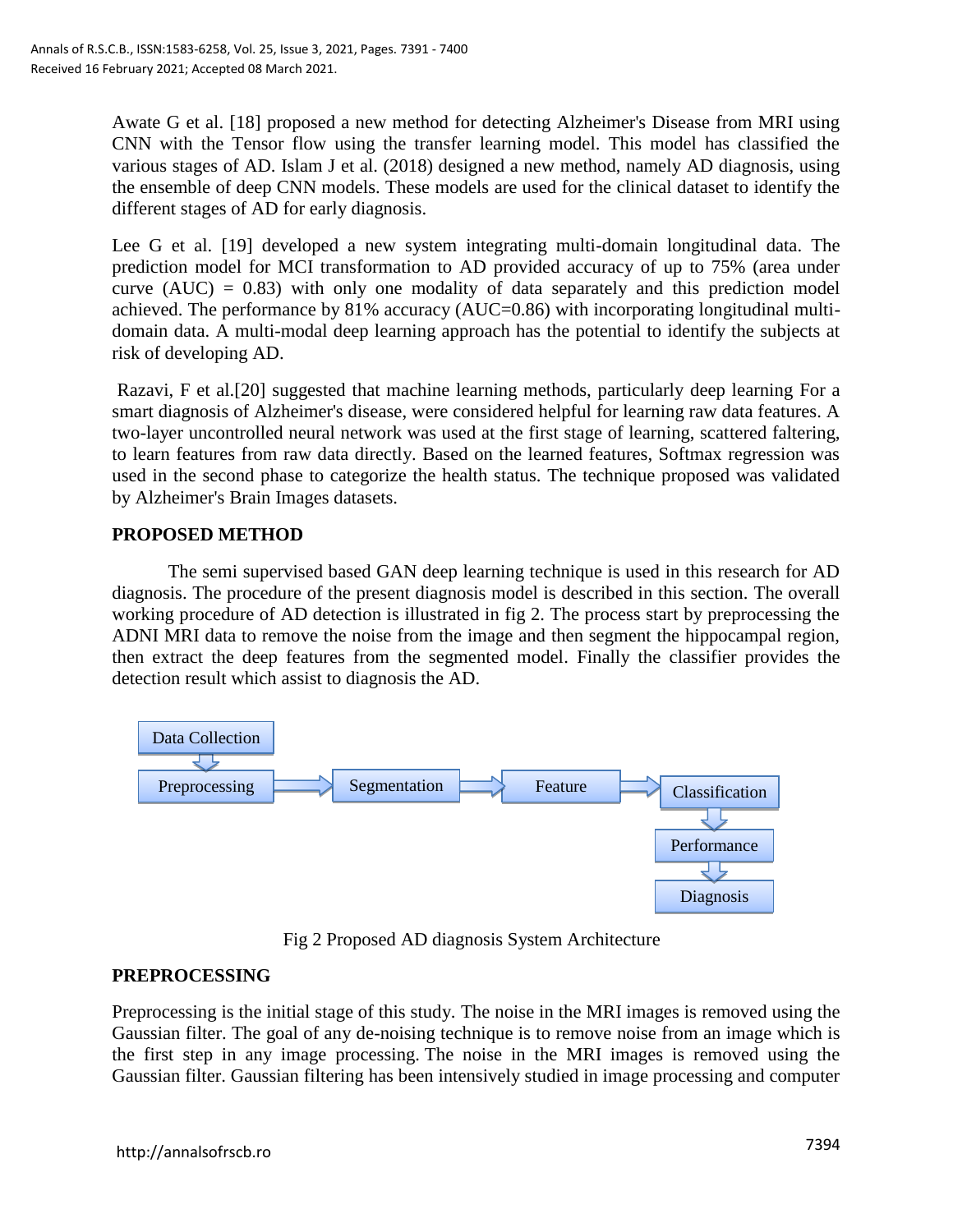Awate G et al. [18] proposed a new method for detecting Alzheimer's Disease from MRI using CNN with the Tensor flow using the transfer learning model. This model has classified the various stages of AD. Islam J et al. (2018) designed a new method, namely AD diagnosis, using the ensemble of deep CNN models. These models are used for the clinical dataset to identify the different stages of AD for early diagnosis.

Lee G et al. [19] developed a new system integrating multi-domain longitudinal data. The prediction model for MCI transformation to AD provided accuracy of up to 75% (area under curve (AUC) = 0.83) with only one modality of data separately and this prediction model achieved. The performance by 81% accuracy (AUC=0.86) with incorporating longitudinal multi-domain data. A multi-modal deep learning approach has the potential to identify the subjects at risk of developing AD.

Razavi, F et al.[20] suggested that machine learning methods, particularly deep learning For a smart diagnosis of Alzheimer's disease, were considered helpful for learning raw data features. A two-layer uncontrolled neural network was used at the first stage of learning, scattered faltering, to learn features from raw data directly. Based on the learned features, Softmax regression was used in the second phase to categorize the health status. The technique proposed was validated by Alzheimer's Brain Images datasets.

## PROPOSED METHOD

The semi supervised based GAN deep learning technique is used in this research for AD diagnosis. The procedure of the present diagnosis model is described in this section. The overall working procedure of AD detection is illustrated in fig 2. The process start by preprocessing the ADNI MRI data to remove the noise from the image and then segment the hippocampal region, then extract the deep features from the segmented model. Finally the classifier provides the detection result which assist to diagnosis the AD.

Data Collection → Preprocessing → Segmentation → Feature → Classification → Performance → Diagnosis

Fig 2 Proposed AD diagnosis System Architecture

## PREPROCESSING

Preprocessing is the initial stage of this study. The noise in the MRI images is removed using the Gaussian filter. The goal of any de-noising technique is to remove noise from an image which is the first step in any image processing. The noise in the MRI images is removed using the Gaussian filter. Gaussian filtering has been intensively studied in image processing and computer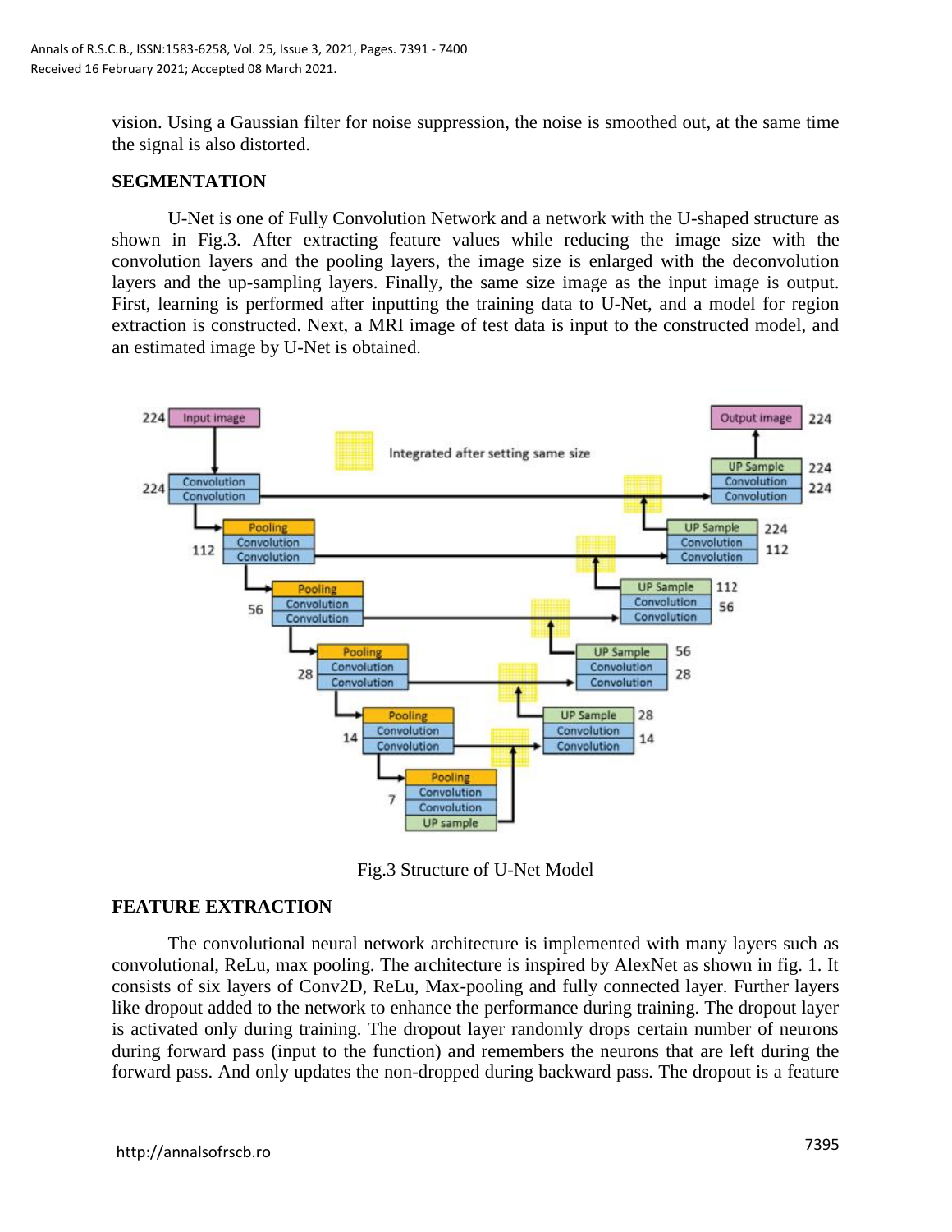vision. Using a Gaussian filter for noise suppression, the noise is smoothed out, at the same time the signal is also distorted.

## SEGMENTATION

U-Net is one of Fully Convolution Network and a network with the U-shaped structure as shown in Fig.3. After extracting feature values while reducing the image size with the convolution layers and the pooling layers, the image size is enlarged with the deconvolution layers and the up-sampling layers. Finally, the same size image as the input image is output. First, learning is performed after inputting the training data to U-Net, and a model for region extraction is constructed. Next, a MRI image of test data is input to the constructed model, and an estimated image by U-Net is obtained.

Fig.3 Structure of U-Net Model

## FEATURE EXTRACTION

The convolutional neural network architecture is implemented with many layers such as convolutional, ReLu, max pooling. The architecture is inspired by AlexNet as shown in fig. 1. It consists of six layers of Conv2D, ReLu, Max-pooling and fully connected layer. Further layers like dropout added to the network to enhance the performance during training. The dropout layer is activated only during training. The dropout layer randomly drops certain number of neurons during forward pass (input to the function) and remembers the neurons that are left during the forward pass. And only updates the non-dropped during backward pass. The dropout is a feature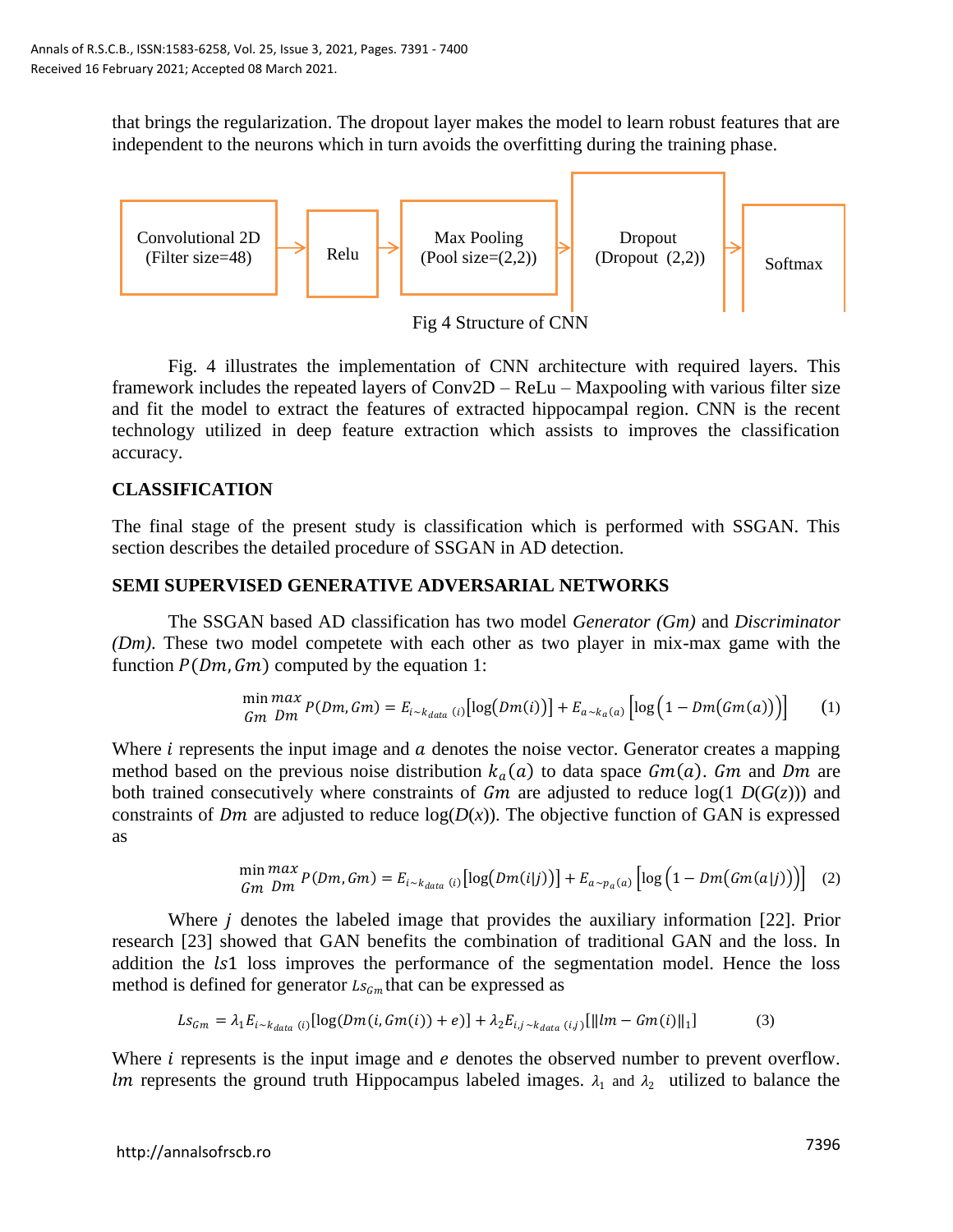that brings the regularization. The dropout layer makes the model to learn robust features that are independent to the neurons which in turn avoids the overfitting during the training phase.

Convolutional 2D (Filter size=48) → Relu → Max Pooling (Pool size=(2,2)) → Dropout (Dropout (2,2)) → Softmax

Fig 4 Structure of CNN

Fig. 4 illustrates the implementation of CNN architecture with required layers. This framework includes the repeated layers of Conv2D – ReLu – Maxpooling with various filter size and fit the model to extract the features of extracted hippocampal region. CNN is the recent technology utilized in deep feature extraction which assists to improves the classification accuracy.

## CLASSIFICATION

The final stage of the present study is classification which is performed with SSGAN. This section describes the detailed procedure of SSGAN in AD detection.

## SEMI SUPERVISED GENERATIVE ADVERSARIAL NETWORKS

The SSGAN based AD classification has two model *Generator (Gm)* and *Discriminator (Dm)*. These two model competete with each other as two player in mix-max game with the function $P(Dm, Gm)$ computed by the equation 1:

$$\min_{Gm} \max_{Dm} P(Dm, Gm) = E_{i \sim k_{data}\,(i)}\left[\log\left(Dm(i)\right)\right] + E_{a \sim k_a(a)}\left[\log\left(1 - Dm\left(Gm(a)\right)\right)\right] \quad (1)$$

Where $i$ represents the input image and $a$ denotes the noise vector. Generator creates a mapping method based on the previous noise distribution $k_a(a)$ to data space $Gm(a)$. $Gm$ and $Dm$ are both trained consecutively where constraints of $Gm$ are adjusted to reduce log(1 $D(G(z))$) and constraints of $Dm$ are adjusted to reduce log($D(x)$). The objective function of GAN is expressed as

$$\min_{Gm} \max_{Dm} P(Dm, Gm) = E_{i \sim k_{data}\,(i)}\left[\log\left(Dm(i|j)\right)\right] + E_{a \sim p_a(a)}\left[\log\left(1 - Dm\left(Gm(a|j)\right)\right)\right] \quad (2)$$

Where $j$ denotes the labeled image that provides the auxiliary information [22]. Prior research [23] showed that GAN benefits the combination of traditional GAN and the loss. In addition the $ls1$ loss improves the performance of the segmentation model. Hence the loss method is defined for generator $Ls_{Gm}$ that can be expressed as

$$Ls_{Gm} = \lambda_1 E_{i \sim k_{data}\,(i)}\left[\log\left(Dm(i, Gm(i)) + e\right)\right] + \lambda_2 E_{i,j \sim k_{data}\,(i,j)}\left[\|lm - Gm(i)\|_1\right] \quad (3)$$

Where $i$ represents is the input image and $e$ denotes the observed number to prevent overflow. $lm$ represents the ground truth Hippocampus labeled images. $\lambda_1$ and $\lambda_2$ utilized to balance the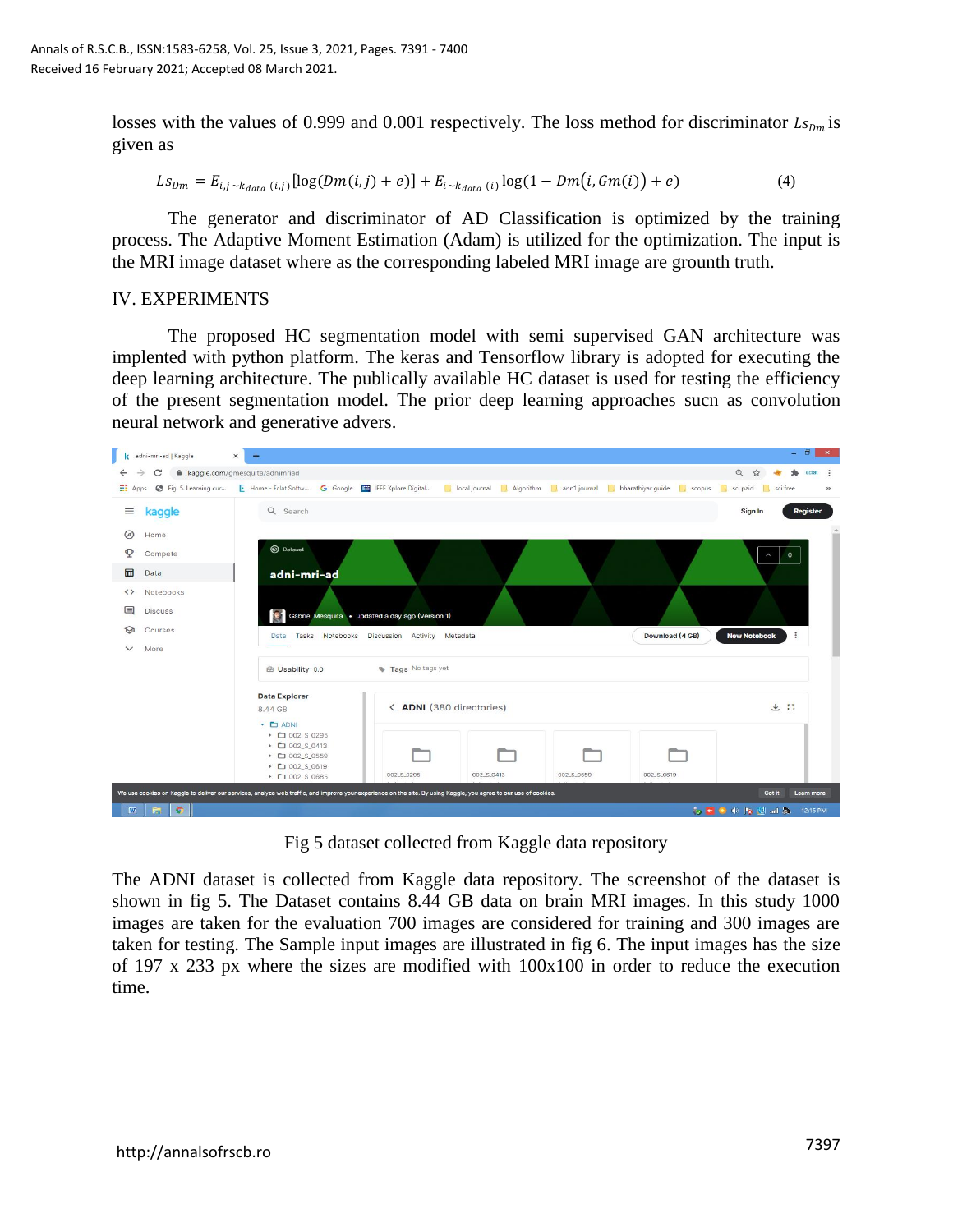losses with the values of 0.999 and 0.001 respectively. The loss method for discriminator $Ls_{Dm}$ is given as

$$Ls_{Dm} = E_{i,j\sim k_{data}\,(i,j)}[\log(Dm(i,j)+e)] + E_{i\sim k_{data}\,(i)}\log(1-Dm(i,Gm(i))+e) \tag{4}$$

The generator and discriminator of AD Classification is optimized by the training process. The Adaptive Moment Estimation (Adam) is utilized for the optimization. The input is the MRI image dataset where as the corresponding labeled MRI image are grounth truth.

## IV. EXPERIMENTS

The proposed HC segmentation model with semi supervised GAN architecture was implented with python platform. The keras and Tensorflow library is adopted for executing the deep learning architecture. The publically available HC dataset is used for testing the efficiency of the present segmentation model. The prior deep learning approaches sucn as convolution neural network and generative advers.

Fig 5 dataset collected from Kaggle data repository

The ADNI dataset is collected from Kaggle data repository. The screenshot of the dataset is shown in fig 5. The Dataset contains 8.44 GB data on brain MRI images. In this study 1000 images are taken for the evaluation 700 images are considered for training and 300 images are taken for testing. The Sample input images are illustrated in fig 6. The input images has the size of 197 x 233 px where the sizes are modified with 100x100 in order to reduce the execution time.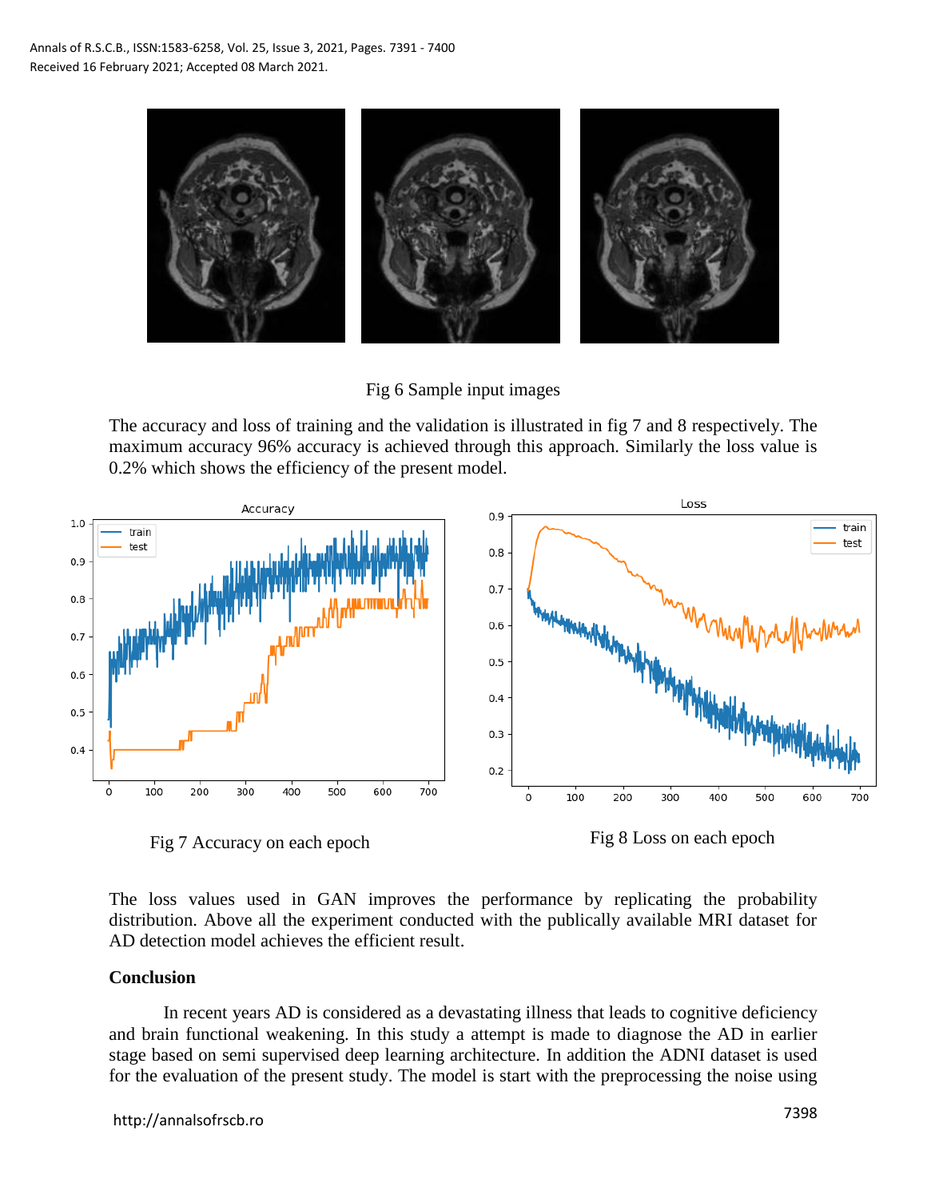Fig 6 Sample input images

The accuracy and loss of training and the validation is illustrated in fig 7 and 8 respectively. The maximum accuracy 96% accuracy is achieved through this approach. Similarly the loss value is 0.2% which shows the efficiency of the present model.

Fig 7 Accuracy on each epoch

Fig 8 Loss on each epoch

The loss values used in GAN improves the performance by replicating the probability distribution. Above all the experiment conducted with the publically available MRI dataset for AD detection model achieves the efficient result.

## Conclusion

In recent years AD is considered as a devastating illness that leads to cognitive deficiency and brain functional weakening. In this study a attempt is made to diagnose the AD in earlier stage based on semi supervised deep learning architecture. In addition the ADNI dataset is used for the evaluation of the present study. The model is start with the preprocessing the noise using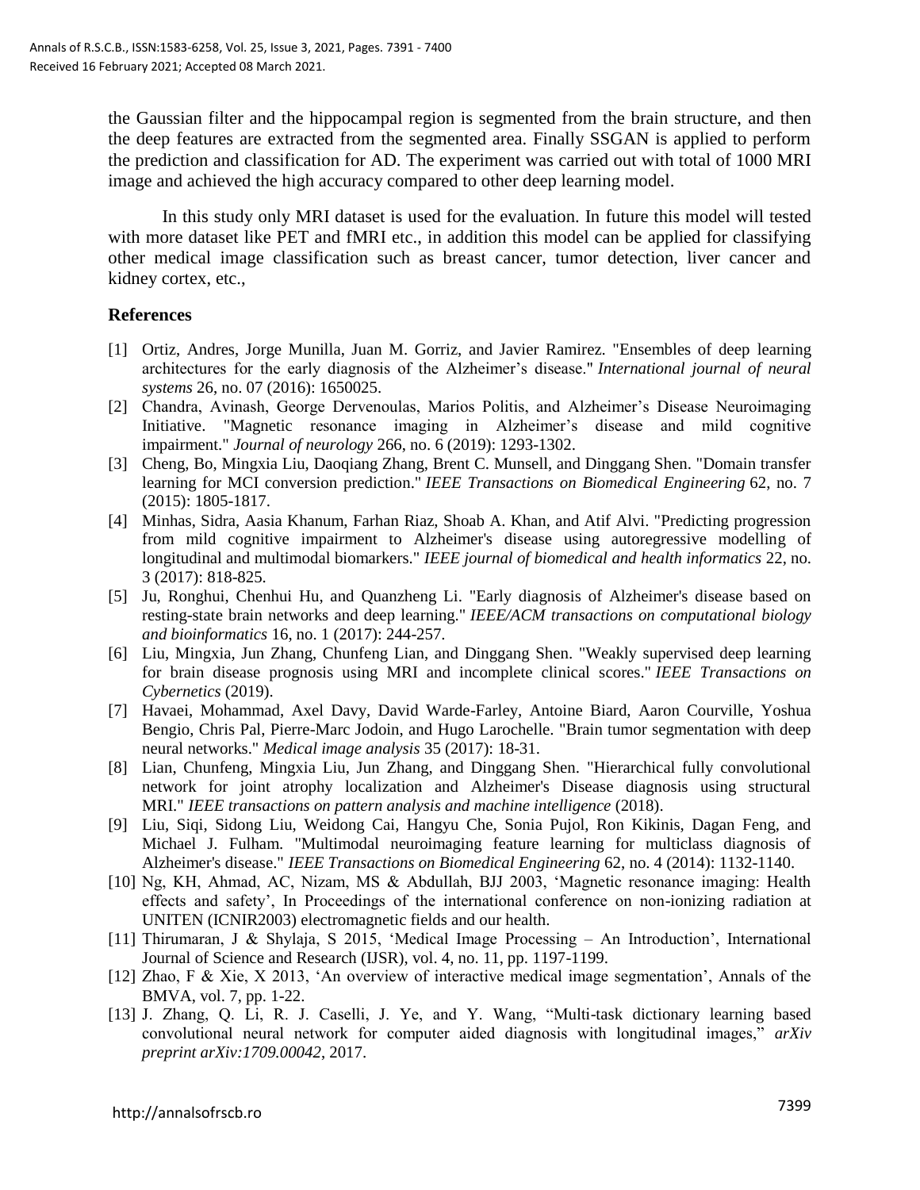the Gaussian filter and the hippocampal region is segmented from the brain structure, and then the deep features are extracted from the segmented area. Finally SSGAN is applied to perform the prediction and classification for AD. The experiment was carried out with total of 1000 MRI image and achieved the high accuracy compared to other deep learning model.

In this study only MRI dataset is used for the evaluation. In future this model will tested with more dataset like PET and fMRI etc., in addition this model can be applied for classifying other medical image classification such as breast cancer, tumor detection, liver cancer and kidney cortex, etc.,

## References

[1] Ortiz, Andres, Jorge Munilla, Juan M. Gorriz, and Javier Ramirez. "Ensembles of deep learning architectures for the early diagnosis of the Alzheimer's disease." *International journal of neural systems* 26, no. 07 (2016): 1650025.

[2] Chandra, Avinash, George Dervenoulas, Marios Politis, and Alzheimer's Disease Neuroimaging Initiative. "Magnetic resonance imaging in Alzheimer's disease and mild cognitive impairment." *Journal of neurology* 266, no. 6 (2019): 1293-1302.

[3] Cheng, Bo, Mingxia Liu, Daoqiang Zhang, Brent C. Munsell, and Dinggang Shen. "Domain transfer learning for MCI conversion prediction." *IEEE Transactions on Biomedical Engineering* 62, no. 7 (2015): 1805-1817.

[4] Minhas, Sidra, Aasia Khanum, Farhan Riaz, Shoab A. Khan, and Atif Alvi. "Predicting progression from mild cognitive impairment to Alzheimer's disease using autoregressive modelling of longitudinal and multimodal biomarkers." *IEEE journal of biomedical and health informatics* 22, no. 3 (2017): 818-825.

[5] Ju, Ronghui, Chenhui Hu, and Quanzheng Li. "Early diagnosis of Alzheimer's disease based on resting-state brain networks and deep learning." *IEEE/ACM transactions on computational biology and bioinformatics* 16, no. 1 (2017): 244-257.

[6] Liu, Mingxia, Jun Zhang, Chunfeng Lian, and Dinggang Shen. "Weakly supervised deep learning for brain disease prognosis using MRI and incomplete clinical scores." *IEEE Transactions on Cybernetics* (2019).

[7] Havaei, Mohammad, Axel Davy, David Warde-Farley, Antoine Biard, Aaron Courville, Yoshua Bengio, Chris Pal, Pierre-Marc Jodoin, and Hugo Larochelle. "Brain tumor segmentation with deep neural networks." *Medical image analysis* 35 (2017): 18-31.

[8] Lian, Chunfeng, Mingxia Liu, Jun Zhang, and Dinggang Shen. "Hierarchical fully convolutional network for joint atrophy localization and Alzheimer's Disease diagnosis using structural MRI." *IEEE transactions on pattern analysis and machine intelligence* (2018).

[9] Liu, Siqi, Sidong Liu, Weidong Cai, Hangyu Che, Sonia Pujol, Ron Kikinis, Dagan Feng, and Michael J. Fulham. "Multimodal neuroimaging feature learning for multiclass diagnosis of Alzheimer's disease." *IEEE Transactions on Biomedical Engineering* 62, no. 4 (2014): 1132-1140.

[10] Ng, KH, Ahmad, AC, Nizam, MS & Abdullah, BJJ 2003, 'Magnetic resonance imaging: Health effects and safety', In Proceedings of the international conference on non-ionizing radiation at UNITEN (ICNIR2003) electromagnetic fields and our health.

[11] Thirumaran, J & Shylaja, S 2015, 'Medical Image Processing – An Introduction', International Journal of Science and Research (IJSR), vol. 4, no. 11, pp. 1197-1199.

[12] Zhao, F & Xie, X 2013, 'An overview of interactive medical image segmentation', Annals of the BMVA, vol. 7, pp. 1-22.

[13] J. Zhang, Q. Li, R. J. Caselli, J. Ye, and Y. Wang, "Multi-task dictionary learning based convolutional neural network for computer aided diagnosis with longitudinal images," *arXiv preprint arXiv:1709.00042*, 2017.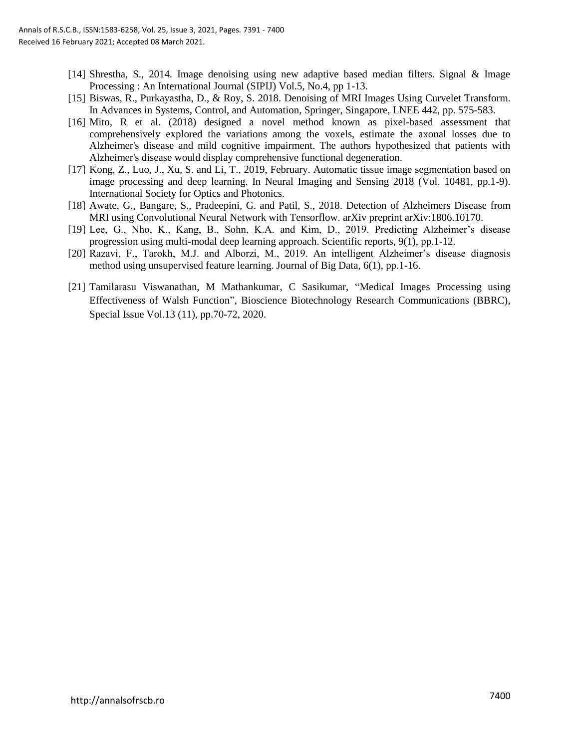[14] Shrestha, S., 2014. Image denoising using new adaptive based median filters. Signal & Image Processing : An International Journal (SIPIJ) Vol.5, No.4, pp 1-13.

[15] Biswas, R., Purkayastha, D., & Roy, S. 2018. Denoising of MRI Images Using Curvelet Transform. In Advances in Systems, Control, and Automation, Springer, Singapore, LNEE 442, pp. 575-583.

[16] Mito, R et al. (2018) designed a novel method known as pixel-based assessment that comprehensively explored the variations among the voxels, estimate the axonal losses due to Alzheimer's disease and mild cognitive impairment. The authors hypothesized that patients with Alzheimer's disease would display comprehensive functional degeneration.

[17] Kong, Z., Luo, J., Xu, S. and Li, T., 2019, February. Automatic tissue image segmentation based on image processing and deep learning. In Neural Imaging and Sensing 2018 (Vol. 10481, pp.1-9). International Society for Optics and Photonics.

[18] Awate, G., Bangare, S., Pradeepini, G. and Patil, S., 2018. Detection of Alzheimers Disease from MRI using Convolutional Neural Network with Tensorflow. arXiv preprint arXiv:1806.10170.

[19] Lee, G., Nho, K., Kang, B., Sohn, K.A. and Kim, D., 2019. Predicting Alzheimer's disease progression using multi-modal deep learning approach. Scientific reports, 9(1), pp.1-12.

[20] Razavi, F., Tarokh, M.J. and Alborzi, M., 2019. An intelligent Alzheimer's disease diagnosis method using unsupervised feature learning. Journal of Big Data, 6(1), pp.1-16.

[21] Tamilarasu Viswanathan, M Mathankumar, C Sasikumar, "Medical Images Processing using Effectiveness of Walsh Function", Bioscience Biotechnology Research Communications (BBRC), Special Issue Vol.13 (11), pp.70-72, 2020.